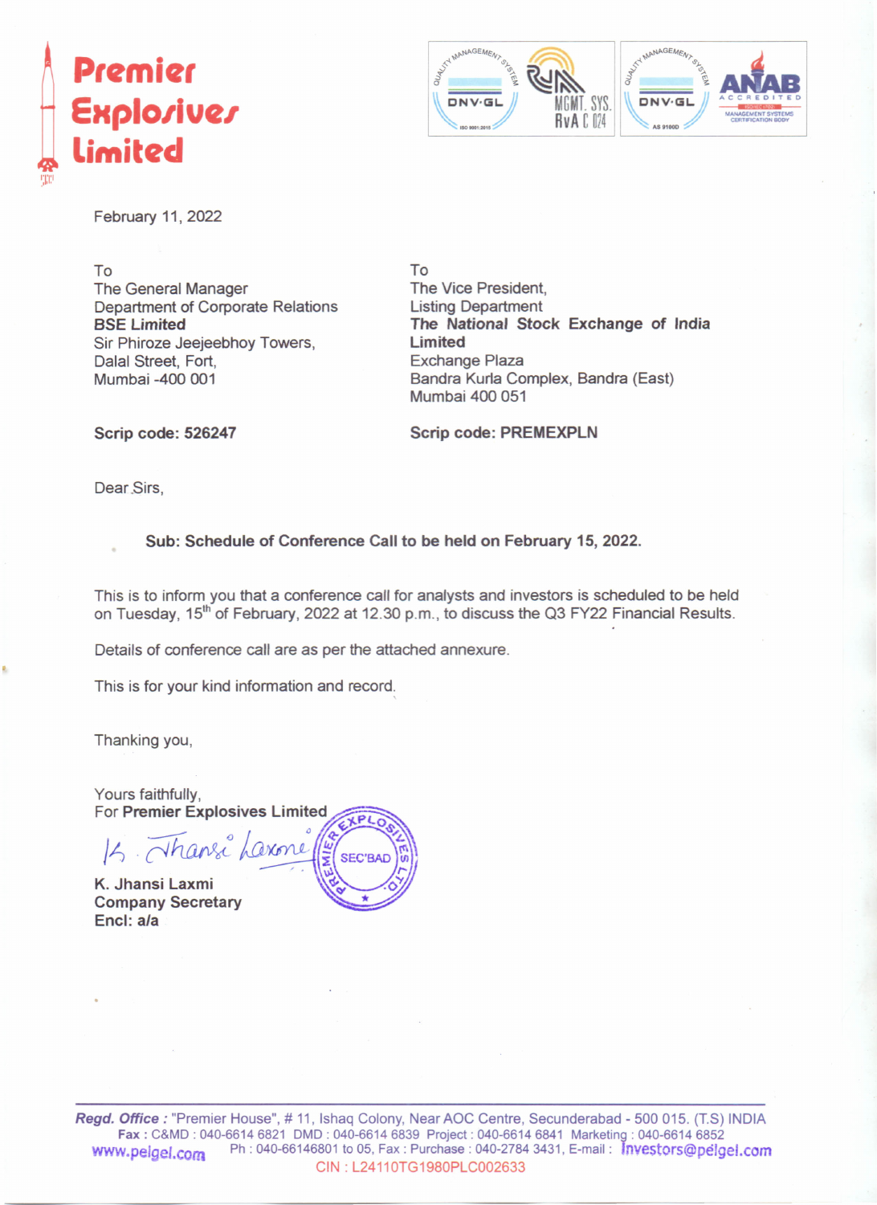**Premier Explosives Limited**

February 11, 2022

To
The General Manager
Department of Corporate Relations
**BSE Limited**
Sir Phiroze Jeejeebhoy Towers,
Dalal Street, Fort,
Mumbai -400 001

**Scrip code: 526247**

To
The Vice President,
Listing Department
**The National Stock Exchange of India Limited**
Exchange Plaza
Bandra Kurla Complex, Bandra (East)
Mumbai 400 051

**Scrip code: PREMEXPLN**

Dear Sirs,

**Sub: Schedule of Conference Call to be held on February 15, 2022.**

This is to inform you that a conference call for analysts and investors is scheduled to be held on Tuesday, 15th of February, 2022 at 12.30 p.m., to discuss the Q3 FY22 Financial Results.

Details of conference call are as per the attached annexure.

This is for your kind information and record.

Thanking you,

Yours faithfully,
For **Premier Explosives Limited**

K. Jhansi Laxmi

**K. Jhansi Laxmi**
**Company Secretary**
**Encl: a/a**

*Regd. Office :* "Premier House", # 11, Ishaq Colony, Near AOC Centre, Secunderabad - 500 015. (T.S) INDIA
Fax : C&MD : 040-6614 6821 DMD : 040-6614 6839 Project : 040-6614 6841 Marketing : 040-6614 6852
www.pelgel.com Ph : 040-66146801 to 05, Fax : Purchase : 040-2784 3431, E-mail : investors@pelgel.com
CIN : L24110TG1980PLC002633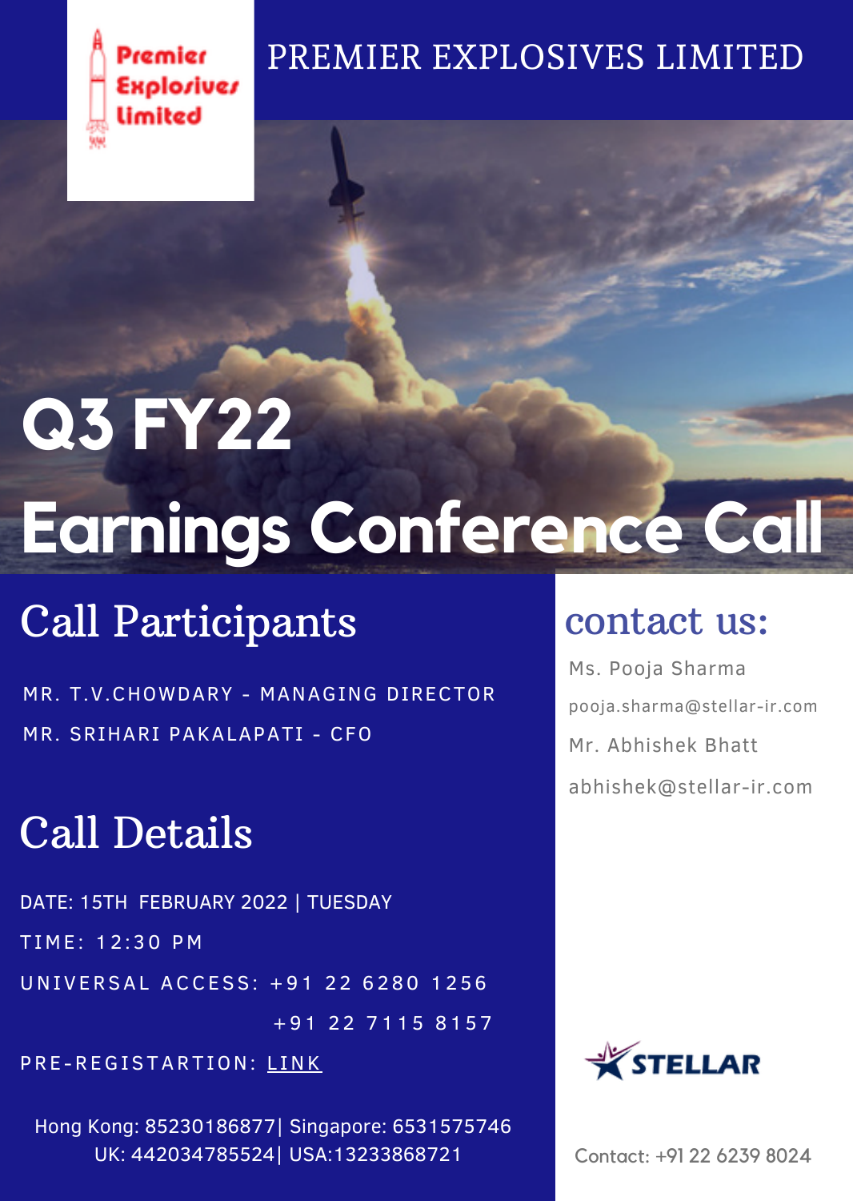Premier Explosives Limited

# PREMIER EXPLOSIVES LIMITED

# Q3 FY22

# Earnings Conference Call

## Call Participants

MR. T.V.CHOWDARY - MANAGING DIRECTOR

MR. SRIHARI PAKALAPATI - CFO

## Call Details

DATE: 15TH FEBRUARY 2022 | TUESDAY

TIME: 12:30 PM

UNIVERSAL ACCESS: +91 22 6280 1256

+91 22 7115 8157

PRE-REGISTARTION: LINK

Hong Kong: 85230186877| Singapore: 6531575746
UK: 442034785524| USA:13233868721

## contact us:

Ms. Pooja Sharma

pooja.sharma@stellar-ir.com

Mr. Abhishek Bhatt

abhishek@stellar-ir.com

STELLAR

Contact: +91 22 6239 8024